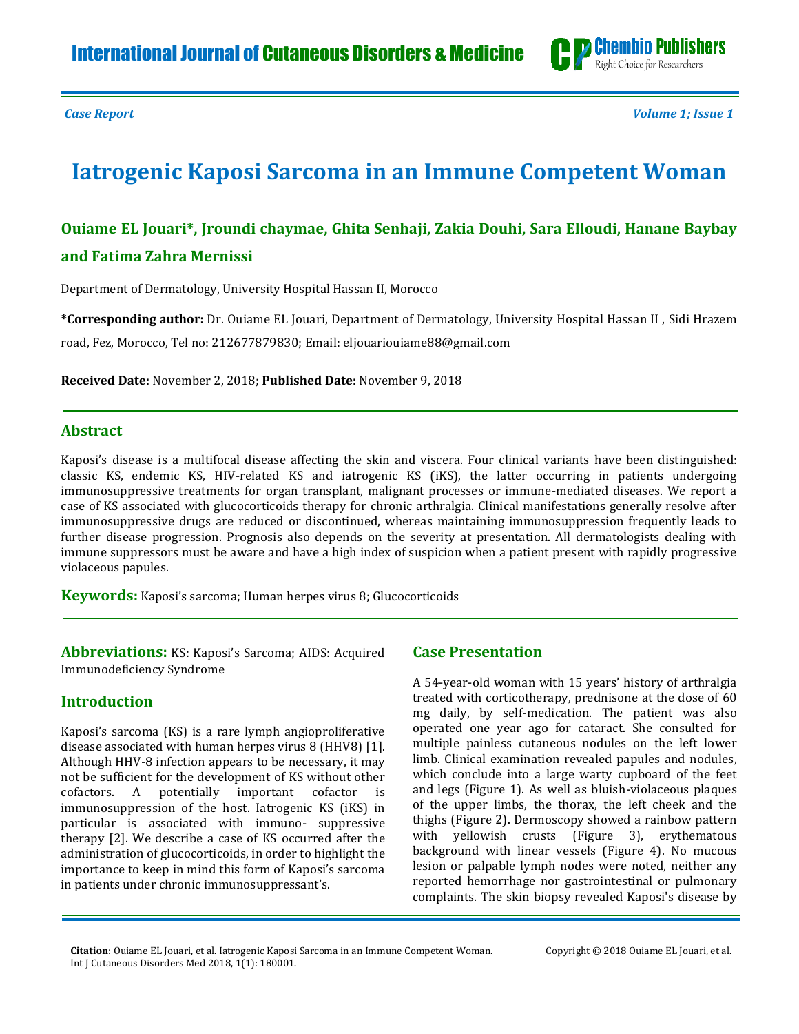*Case Report*

# Iatrogenic Kaposi Sarcoma in an Immune Competent Woman

**Ouiame EL Jouari\*, Jroundi chaymae, Ghita Senhaji, Zakia Douhi, Sara Elloudi, Hanane Baybay and Fatima Zahra Mernissi**

Department of Dermatology, University Hospital Hassan II, Morocco

**\*Corresponding author:** Dr. Ouiame EL Jouari, Department of Dermatology, University Hospital Hassan II , Sidi Hrazem road, Fez, Morocco, Tel no: 212677879830; Email: eljouariouiame88@gmail.com

**Received Date:** November 2, 2018; **Published Date:** November 9, 2018

## Abstract

Kaposi's disease is a multifocal disease affecting the skin and viscera. Four clinical variants have been distinguished: classic KS, endemic KS, HIV-related KS and iatrogenic KS (iKS), the latter occurring in patients undergoing immunosuppressive treatments for organ transplant, malignant processes or immune-mediated diseases. We report a case of KS associated with glucocorticoids therapy for chronic arthralgia. Clinical manifestations generally resolve after immunosuppressive drugs are reduced or discontinued, whereas maintaining immunosuppression frequently leads to further disease progression. Prognosis also depends on the severity at presentation. All dermatologists dealing with immune suppressors must be aware and have a high index of suspicion when a patient present with rapidly progressive violaceous papules.

**Keywords:** Kaposi's sarcoma; Human herpes virus 8; Glucocorticoids

**Abbreviations:** KS: Kaposi's Sarcoma; AIDS: Acquired Immunodeficiency Syndrome

## Introduction

Kaposi's sarcoma (KS) is a rare lymph angioproliferative disease associated with human herpes virus 8 (HHV8) [1]. Although HHV-8 infection appears to be necessary, it may not be sufficient for the development of KS without other cofactors. A potentially important cofactor is immunosuppression of the host. Iatrogenic KS (iKS) in particular is associated with immuno- suppressive therapy [2]. We describe a case of KS occurred after the administration of glucocorticoids, in order to highlight the importance to keep in mind this form of Kaposi's sarcoma in patients under chronic immunosuppressant's.

## Case Presentation

A 54-year-old woman with 15 years' history of arthralgia treated with corticotherapy, prednisone at the dose of 60 mg daily, by self-medication. The patient was also operated one year ago for cataract. She consulted for multiple painless cutaneous nodules on the left lower limb. Clinical examination revealed papules and nodules, which conclude into a large warty cupboard of the feet and legs (Figure 1). As well as bluish-violaceous plaques of the upper limbs, the thorax, the left cheek and the thighs (Figure 2). Dermoscopy showed a rainbow pattern with yellowish crusts (Figure 3), erythematous background with linear vessels (Figure 4). No mucous lesion or palpable lymph nodes were noted, neither any reported hemorrhage nor gastrointestinal or pulmonary complaints. The skin biopsy revealed Kaposi's disease by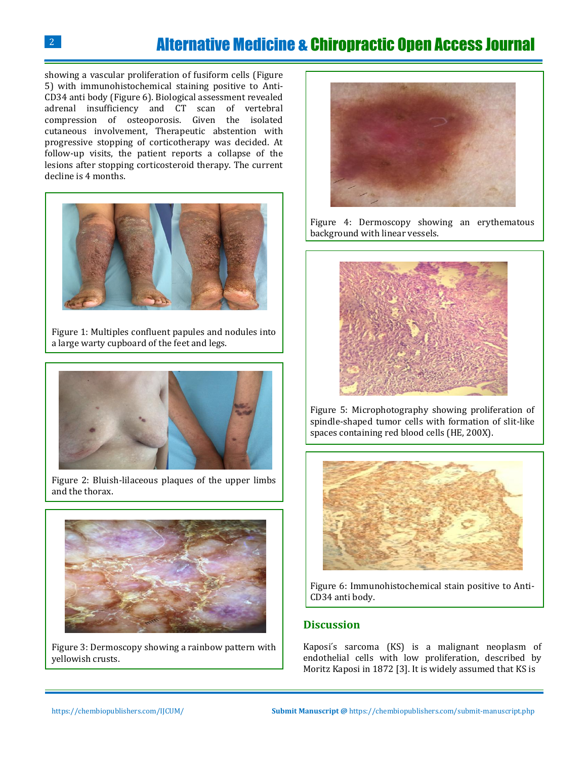showing a vascular proliferation of fusiform cells (Figure 5) with immunohistochemical staining positive to Anti-CD34 anti body (Figure 6). Biological assessment revealed adrenal insufficiency and CT scan of vertebral compression of osteoporosis. Given the isolated cutaneous involvement, Therapeutic abstention with progressive stopping of corticotherapy was decided. At follow-up visits, the patient reports a collapse of the lesions after stopping corticosteroid therapy. The current decline is 4 months.

Figure 1: Multiples confluent papules and nodules into a large warty cupboard of the feet and legs.

Figure 2: Bluish-lilaceous plaques of the upper limbs and the thorax.

Figure 3: Dermoscopy showing a rainbow pattern with yellowish crusts.

Figure 4: Dermoscopy showing an erythematous background with linear vessels.

Figure 5: Microphotography showing proliferation of spindle-shaped tumor cells with formation of slit-like spaces containing red blood cells (HE, 200X).

Figure 6: Immunohistochemical stain positive to Anti-CD34 anti body.

## Discussion

Kaposi´s sarcoma (KS) is a malignant neoplasm of endothelial cells with low proliferation, described by Moritz Kaposi in 1872 [3]. It is widely assumed that KS is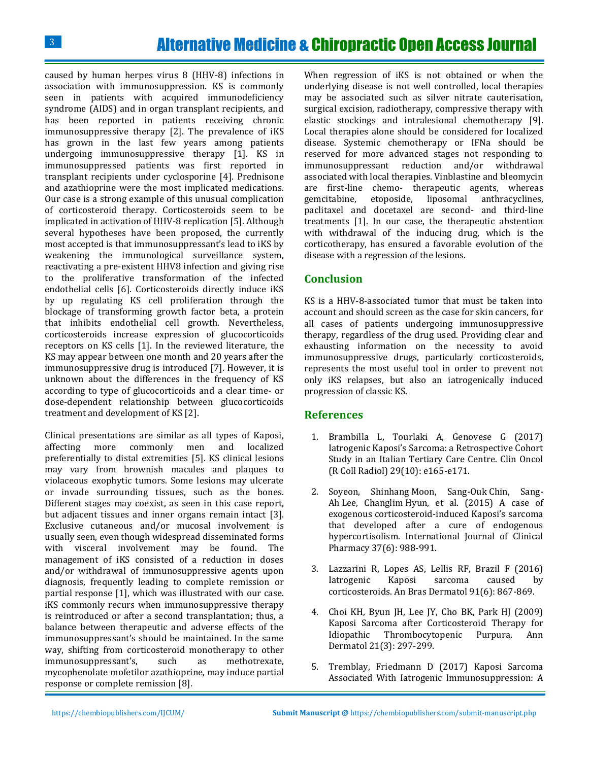caused by human herpes virus 8 (HHV-8) infections in association with immunosuppression. KS is commonly seen in patients with acquired immunodeficiency syndrome (AIDS) and in organ transplant recipients, and has been reported in patients receiving chronic immunosuppressive therapy [2]. The prevalence of iKS has grown in the last few years among patients undergoing immunosuppressive therapy [1]. KS in immunosuppressed patients was first reported in transplant recipients under cyclosporine [4]. Prednisone and azathioprine were the most implicated medications. Our case is a strong example of this unusual complication of corticosteroid therapy. Corticosteroids seem to be implicated in activation of HHV-8 replication [5]. Although several hypotheses have been proposed, the currently most accepted is that immunosuppressant's lead to iKS by weakening the immunological surveillance system, reactivating a pre-existent HHV8 infection and giving rise to the proliferative transformation of the infected endothelial cells [6]. Corticosteroids directly induce iKS by up regulating KS cell proliferation through the blockage of transforming growth factor beta, a protein that inhibits endothelial cell growth. Nevertheless, corticosteroids increase expression of glucocorticoids receptors on KS cells [1]. In the reviewed literature, the KS may appear between one month and 20 years after the immunosuppressive drug is introduced [7]. However, it is unknown about the differences in the frequency of KS according to type of glucocorticoids and a clear time- or dose-dependent relationship between glucocorticoids treatment and development of KS [2].

Clinical presentations are similar as all types of Kaposi, affecting more commonly men and localized preferentially to distal extremities [5]. KS clinical lesions may vary from brownish macules and plaques to violaceous exophytic tumors. Some lesions may ulcerate or invade surrounding tissues, such as the bones. Different stages may coexist, as seen in this case report, but adjacent tissues and inner organs remain intact [3]. Exclusive cutaneous and/or mucosal involvement is usually seen, even though widespread disseminated forms with visceral involvement may be found. The management of iKS consisted of a reduction in doses and/or withdrawal of immunosuppressive agents upon diagnosis, frequently leading to complete remission or partial response [1], which was illustrated with our case. iKS commonly recurs when immunosuppressive therapy is reintroduced or after a second transplantation; thus, a balance between therapeutic and adverse effects of the immunosuppressant's should be maintained. In the same way, shifting from corticosteroid monotherapy to other immunosuppressant's, such as methotrexate, mycophenolate mofetilor azathioprine, may induce partial response or complete remission [8].

When regression of iKS is not obtained or when the underlying disease is not well controlled, local therapies may be associated such as silver nitrate cauterisation, surgical excision, radiotherapy, compressive therapy with elastic stockings and intralesional chemotherapy [9]. Local therapies alone should be considered for localized disease. Systemic chemotherapy or IFNa should be reserved for more advanced stages not responding to immunosuppressant reduction and/or withdrawal associated with local therapies. Vinblastine and bleomycin are first-line chemo- therapeutic agents, whereas gemcitabine, etoposide, liposomal anthracyclines, paclitaxel and docetaxel are second- and third-line treatments [1]. In our case, the therapeutic abstention with withdrawal of the inducing drug, which is the corticotherapy, has ensured a favorable evolution of the disease with a regression of the lesions.

## Conclusion

KS is a HHV-8-associated tumor that must be taken into account and should screen as the case for skin cancers, for all cases of patients undergoing immunosuppressive therapy, regardless of the drug used. Providing clear and exhausting information on the necessity to avoid immunosuppressive drugs, particularly corticosteroids, represents the most useful tool in order to prevent not only iKS relapses, but also an iatrogenically induced progression of classic KS.

## References

1. Brambilla L, Tourlaki A, Genovese G (2017) Iatrogenic Kaposi's Sarcoma: a Retrospective Cohort Study in an Italian Tertiary Care Centre. Clin Oncol (R Coll Radiol) 29(10): e165-e171.
2. Soyeon, Shinhang Moon, Sang-Ouk Chin, Sang-Ah Lee, Changlim Hyun, et al. (2015) A case of exogenous corticosteroid-induced Kaposi's sarcoma that developed after a cure of endogenous hypercortisolism. International Journal of Clinical Pharmacy 37(6): 988-991.
3. Lazzarini R, Lopes AS, Lellis RF, Brazil F (2016) Iatrogenic Kaposi sarcoma caused by corticosteroids. An Bras Dermatol 91(6): 867-869.
4. Choi KH, Byun JH, Lee JY, Cho BK, Park HJ (2009) Kaposi Sarcoma after Corticosteroid Therapy for Idiopathic Thrombocytopenic Purpura. Ann Dermatol 21(3): 297-299.
5. Tremblay, Friedmann D (2017) Kaposi Sarcoma Associated With Iatrogenic Immunosuppression: A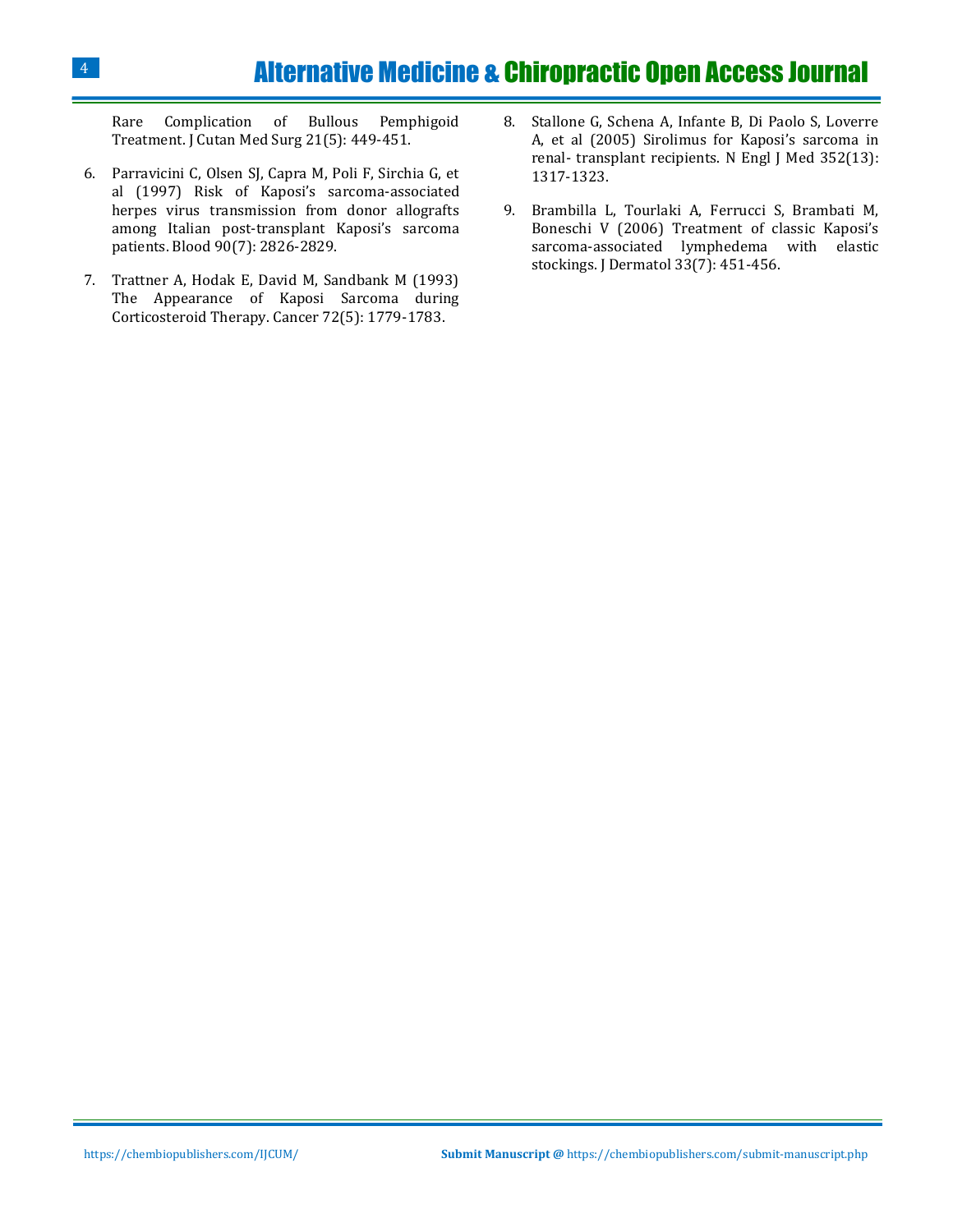Rare Complication of Bullous Pemphigoid Treatment. J Cutan Med Surg 21(5): 449-451.

6. Parravicini C, Olsen SJ, Capra M, Poli F, Sirchia G, et al (1997) Risk of Kaposi's sarcoma-associated herpes virus transmission from donor allografts among Italian post-transplant Kaposi's sarcoma patients. Blood 90(7): 2826-2829.

7. Trattner A, Hodak E, David M, Sandbank M (1993) The Appearance of Kaposi Sarcoma during Corticosteroid Therapy. Cancer 72(5): 1779-1783.

8. Stallone G, Schena A, Infante B, Di Paolo S, Loverre A, et al (2005) Sirolimus for Kaposi's sarcoma in renal- transplant recipients. N Engl J Med 352(13): 1317-1323.

9. Brambilla L, Tourlaki A, Ferrucci S, Brambati M, Boneschi V (2006) Treatment of classic Kaposi's sarcoma-associated lymphedema with elastic stockings. J Dermatol 33(7): 451-456.